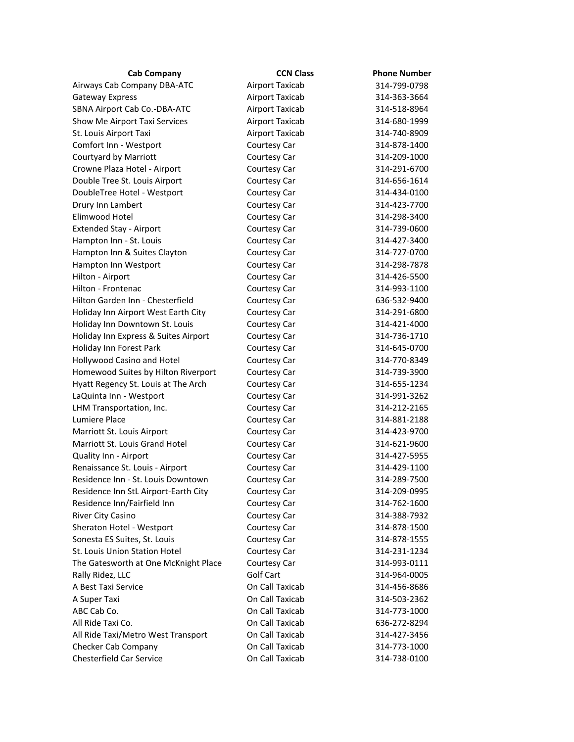| Cab Company | CCN Class | Phone Number |
| --- | --- | --- |
| Airways Cab Company DBA-ATC | Airport Taxicab | 314-799-0798 |
| Gateway Express | Airport Taxicab | 314-363-3664 |
| SBNA Airport Cab Co.-DBA-ATC | Airport Taxicab | 314-518-8964 |
| Show Me Airport Taxi Services | Airport Taxicab | 314-680-1999 |
| St. Louis Airport Taxi | Airport Taxicab | 314-740-8909 |
| Comfort Inn - Westport | Courtesy Car | 314-878-1400 |
| Courtyard by Marriott | Courtesy Car | 314-209-1000 |
| Crowne Plaza Hotel - Airport | Courtesy Car | 314-291-6700 |
| Double Tree St. Louis Airport | Courtesy Car | 314-656-1614 |
| DoubleTree Hotel - Westport | Courtesy Car | 314-434-0100 |
| Drury Inn Lambert | Courtesy Car | 314-423-7700 |
| Elimwood Hotel | Courtesy Car | 314-298-3400 |
| Extended Stay - Airport | Courtesy Car | 314-739-0600 |
| Hampton Inn - St. Louis | Courtesy Car | 314-427-3400 |
| Hampton Inn & Suites Clayton | Courtesy Car | 314-727-0700 |
| Hampton Inn Westport | Courtesy Car | 314-298-7878 |
| Hilton - Airport | Courtesy Car | 314-426-5500 |
| Hilton - Frontenac | Courtesy Car | 314-993-1100 |
| Hilton Garden Inn - Chesterfield | Courtesy Car | 636-532-9400 |
| Holiday Inn Airport West Earth City | Courtesy Car | 314-291-6800 |
| Holiday Inn Downtown St. Louis | Courtesy Car | 314-421-4000 |
| Holiday Inn Express & Suites Airport | Courtesy Car | 314-736-1710 |
| Holiday Inn Forest Park | Courtesy Car | 314-645-0700 |
| Hollywood Casino and Hotel | Courtesy Car | 314-770-8349 |
| Homewood Suites by Hilton Riverport | Courtesy Car | 314-739-3900 |
| Hyatt Regency St. Louis at The Arch | Courtesy Car | 314-655-1234 |
| LaQuinta Inn - Westport | Courtesy Car | 314-991-3262 |
| LHM Transportation, Inc. | Courtesy Car | 314-212-2165 |
| Lumiere Place | Courtesy Car | 314-881-2188 |
| Marriott St. Louis Airport | Courtesy Car | 314-423-9700 |
| Marriott St. Louis Grand Hotel | Courtesy Car | 314-621-9600 |
| Quality Inn - Airport | Courtesy Car | 314-427-5955 |
| Renaissance St. Louis - Airport | Courtesy Car | 314-429-1100 |
| Residence Inn - St. Louis Downtown | Courtesy Car | 314-289-7500 |
| Residence Inn StL Airport-Earth City | Courtesy Car | 314-209-0995 |
| Residence Inn/Fairfield Inn | Courtesy Car | 314-762-1600 |
| River City Casino | Courtesy Car | 314-388-7932 |
| Sheraton Hotel - Westport | Courtesy Car | 314-878-1500 |
| Sonesta ES Suites, St. Louis | Courtesy Car | 314-878-1555 |
| St. Louis Union Station Hotel | Courtesy Car | 314-231-1234 |
| The Gatesworth at One McKnight Place | Courtesy Car | 314-993-0111 |
| Rally Ridez, LLC | Golf Cart | 314-964-0005 |
| A Best Taxi Service | On Call Taxicab | 314-456-8686 |
| A Super Taxi | On Call Taxicab | 314-503-2362 |
| ABC Cab Co. | On Call Taxicab | 314-773-1000 |
| All Ride Taxi Co. | On Call Taxicab | 636-272-8294 |
| All Ride Taxi/Metro West Transport | On Call Taxicab | 314-427-3456 |
| Checker Cab Company | On Call Taxicab | 314-773-1000 |
| Chesterfield Car Service | On Call Taxicab | 314-738-0100 |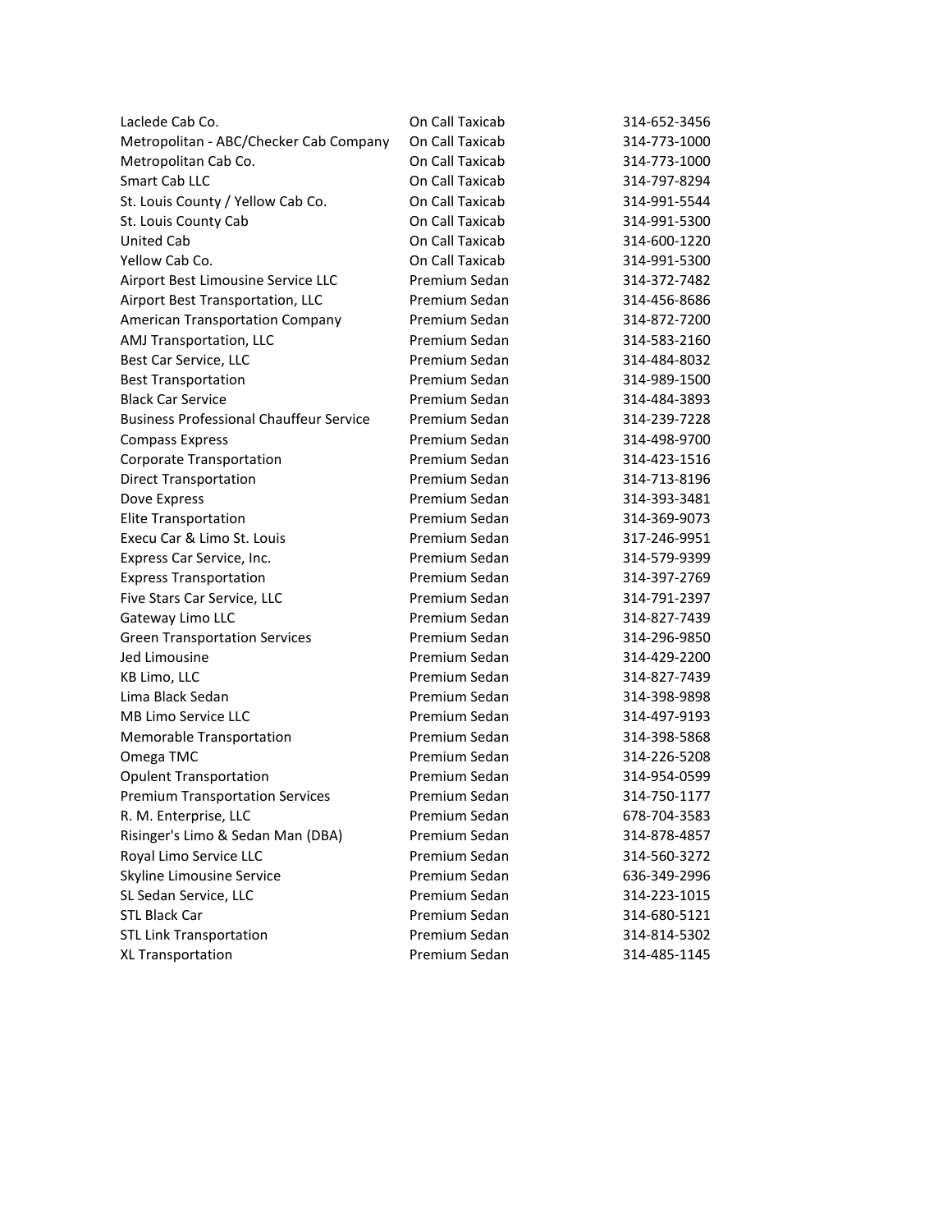| | | |
|---|---|---|
| Laclede Cab Co. | On Call Taxicab | 314-652-3456 |
| Metropolitan - ABC/Checker Cab Company | On Call Taxicab | 314-773-1000 |
| Metropolitan Cab Co. | On Call Taxicab | 314-773-1000 |
| Smart Cab LLC | On Call Taxicab | 314-797-8294 |
| St. Louis County / Yellow Cab Co. | On Call Taxicab | 314-991-5544 |
| St. Louis County Cab | On Call Taxicab | 314-991-5300 |
| United Cab | On Call Taxicab | 314-600-1220 |
| Yellow Cab Co. | On Call Taxicab | 314-991-5300 |
| Airport Best Limousine Service LLC | Premium Sedan | 314-372-7482 |
| Airport Best Transportation, LLC | Premium Sedan | 314-456-8686 |
| American Transportation Company | Premium Sedan | 314-872-7200 |
| AMJ Transportation, LLC | Premium Sedan | 314-583-2160 |
| Best Car Service, LLC | Premium Sedan | 314-484-8032 |
| Best Transportation | Premium Sedan | 314-989-1500 |
| Black Car Service | Premium Sedan | 314-484-3893 |
| Business Professional Chauffeur Service | Premium Sedan | 314-239-7228 |
| Compass Express | Premium Sedan | 314-498-9700 |
| Corporate Transportation | Premium Sedan | 314-423-1516 |
| Direct Transportation | Premium Sedan | 314-713-8196 |
| Dove Express | Premium Sedan | 314-393-3481 |
| Elite Transportation | Premium Sedan | 314-369-9073 |
| Execu Car & Limo St. Louis | Premium Sedan | 317-246-9951 |
| Express Car Service, Inc. | Premium Sedan | 314-579-9399 |
| Express Transportation | Premium Sedan | 314-397-2769 |
| Five Stars Car Service, LLC | Premium Sedan | 314-791-2397 |
| Gateway Limo LLC | Premium Sedan | 314-827-7439 |
| Green Transportation Services | Premium Sedan | 314-296-9850 |
| Jed Limousine | Premium Sedan | 314-429-2200 |
| KB Limo, LLC | Premium Sedan | 314-827-7439 |
| Lima Black Sedan | Premium Sedan | 314-398-9898 |
| MB Limo Service LLC | Premium Sedan | 314-497-9193 |
| Memorable Transportation | Premium Sedan | 314-398-5868 |
| Omega TMC | Premium Sedan | 314-226-5208 |
| Opulent Transportation | Premium Sedan | 314-954-0599 |
| Premium Transportation Services | Premium Sedan | 314-750-1177 |
| R. M. Enterprise, LLC | Premium Sedan | 678-704-3583 |
| Risinger's Limo & Sedan Man (DBA) | Premium Sedan | 314-878-4857 |
| Royal Limo Service LLC | Premium Sedan | 314-560-3272 |
| Skyline Limousine Service | Premium Sedan | 636-349-2996 |
| SL Sedan Service, LLC | Premium Sedan | 314-223-1015 |
| STL Black Car | Premium Sedan | 314-680-5121 |
| STL Link Transportation | Premium Sedan | 314-814-5302 |
| XL Transportation | Premium Sedan | 314-485-1145 |